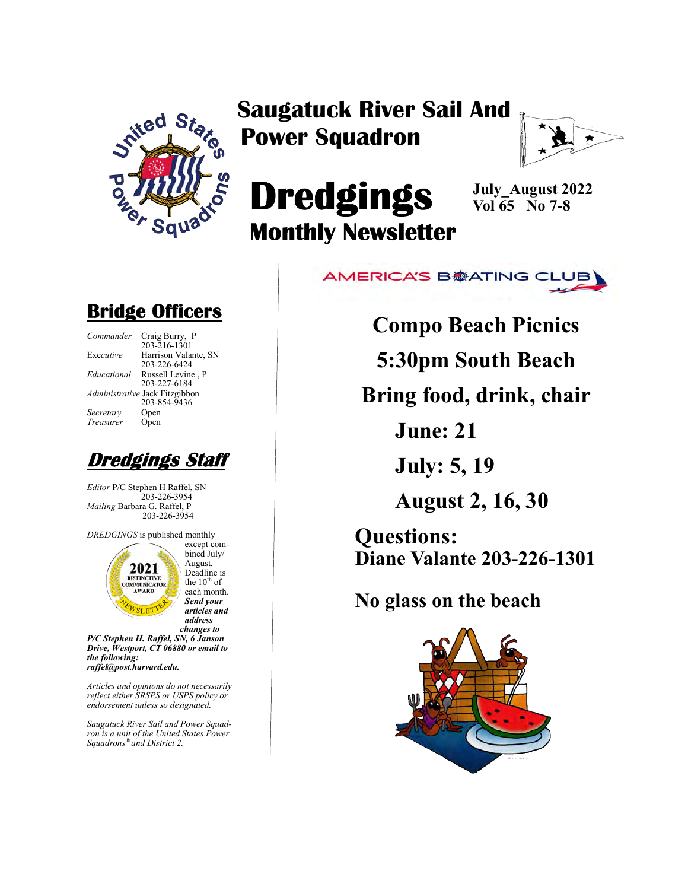# Saugatuck River Sail And Power Squadron

# Dredgings

## Monthly Newsletter

**July_August 2022**
**Vol 65 No 7-8**

AMERICA'S BOATING CLUB

## Bridge Officers

| | |
|---|---|
| *Commander* | Craig Burry, P 203-216-1301 |
| Ex*ecutive* | Harrison Valante, SN 203-226-6424 |
| *Educational* | Russell Levine , P 203-227-6184 |
| *Administrative* | Jack Fitzgibbon 203-854-9436 |
| *Secretary* | Open |
| *Treasurer* | Open |

## *Dredgings Staff*

*Editor* P/C Stephen H Raffel, SN 203-226-3954
*Mailing* Barbara G. Raffel, P 203-226-3954

*DREDGINGS* is published monthly except combined July/ August. Deadline is the 10th of each month. ***Send your articles and address changes to P/C Stephen H. Raffel, SN, 6 Janson Drive, Westport, CT 06880 or email to the following: raffel@post.harvard.edu.***

2021 DISTINCTIVE COMMUNICATOR AWARD NEWSLETTER

*Articles and opinions do not necessarily reflect either SRSPS or USPS policy or endorsement unless so designated.*

*Saugatuck River Sail and Power Squadron is a unit of the United States Power Squadrons® and District 2.*

**Compo Beach Picnics**

**5:30pm South Beach**

**Bring food, drink, chair**

**June: 21**

**July: 5, 19**

**August 2, 16, 30**

**Questions:**
**Diane Valante 203-226-1301**

**No glass on the beach**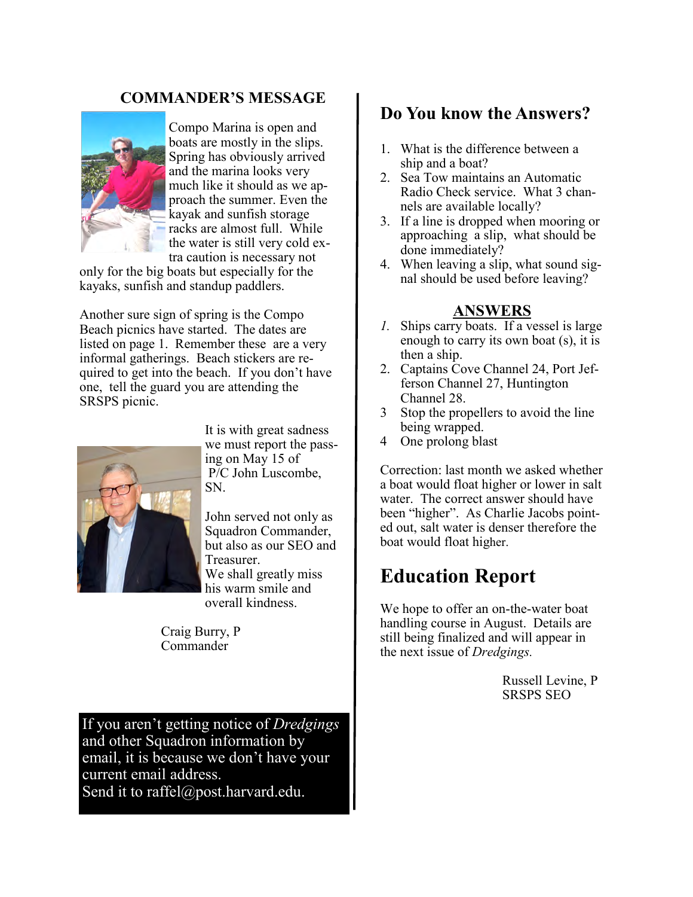## COMMANDER'S MESSAGE

Compo Marina is open and boats are mostly in the slips. Spring has obviously arrived and the marina looks very much like it should as we approach the summer. Even the kayak and sunfish storage racks are almost full. While the water is still very cold extra caution is necessary not only for the big boats but especially for the kayaks, sunfish and standup paddlers.

Another sure sign of spring is the Compo Beach picnics have started. The dates are listed on page 1. Remember these are a very informal gatherings. Beach stickers are required to get into the beach. If you don't have one, tell the guard you are attending the SRSPS picnic.

It is with great sadness we must report the passing on May 15 of P/C John Luscombe, SN.

John served not only as Squadron Commander, but also as our SEO and Treasurer. We shall greatly miss his warm smile and overall kindness.

Craig Burry, P
Commander

If you aren't getting notice of *Dredgings* and other Squadron information by email, it is because we don't have your current email address.
Send it to raffel@post.harvard.edu.

## Do You know the Answers?

1. What is the difference between a ship and a boat?
2. Sea Tow maintains an Automatic Radio Check service. What 3 channels are available locally?
3. If a line is dropped when mooring or approaching a slip, what should be done immediately?
4. When leaving a slip, what sound signal should be used before leaving?

### ANSWERS

1. Ships carry boats. If a vessel is large enough to carry its own boat (s), it is then a ship.
2. Captains Cove Channel 24, Port Jefferson Channel 27, Huntington Channel 28.
3. Stop the propellers to avoid the line being wrapped.
4. One prolong blast

Correction: last month we asked whether a boat would float higher or lower in salt water. The correct answer should have been "higher". As Charlie Jacobs pointed out, salt water is denser therefore the boat would float higher.

# Education Report

We hope to offer an on-the-water boat handling course in August. Details are still being finalized and will appear in the next issue of *Dredgings.*

Russell Levine, P
SRSPS SEO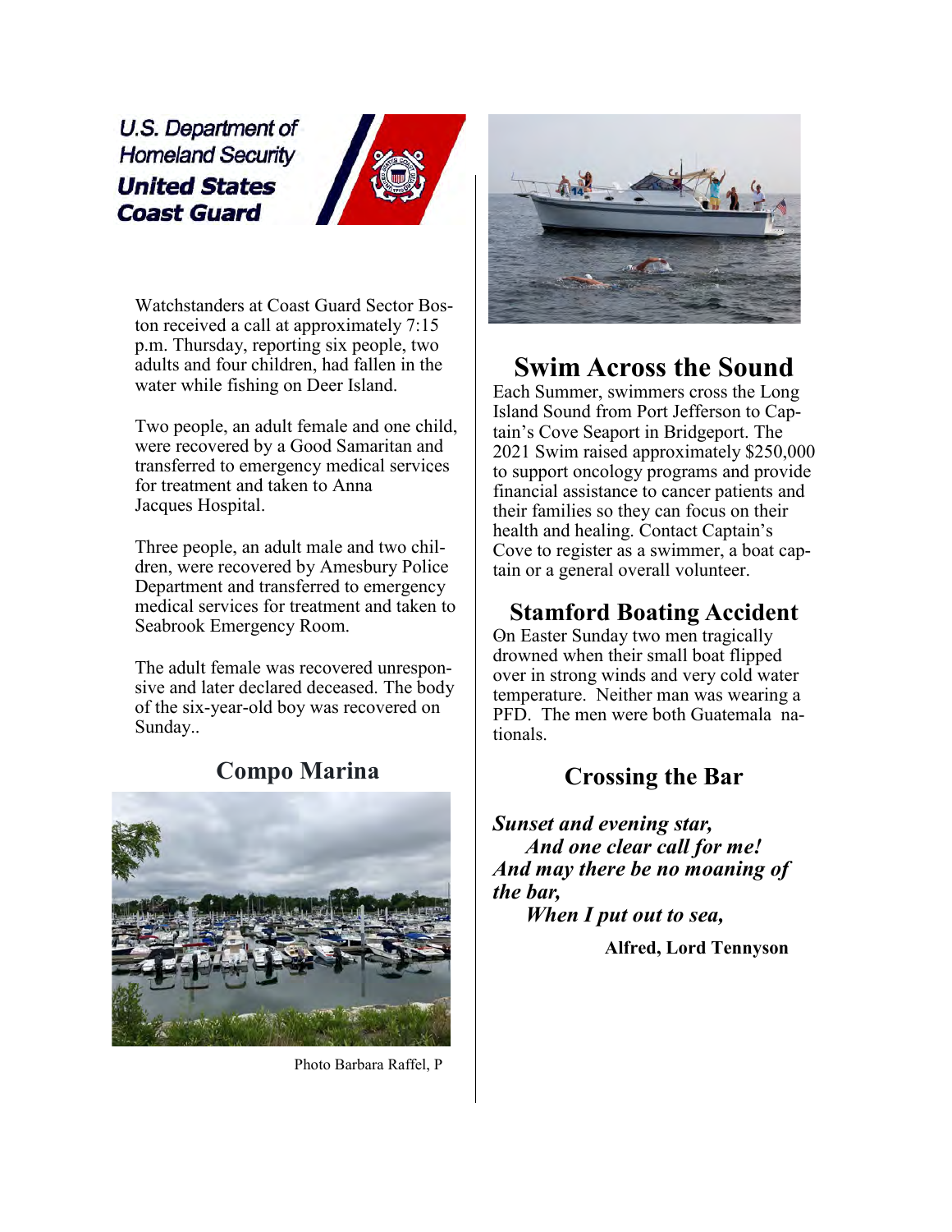U.S. Department of Homeland Security
**United States Coast Guard**

Watchstanders at Coast Guard Sector Boston received a call at approximately 7:15 p.m. Thursday, reporting six people, two adults and four children, had fallen in the water while fishing on Deer Island.

Two people, an adult female and one child, were recovered by a Good Samaritan and transferred to emergency medical services for treatment and taken to Anna Jacques Hospital.

Three people, an adult male and two children, were recovered by Amesbury Police Department and transferred to emergency medical services for treatment and taken to Seabrook Emergency Room.

The adult female was recovered unresponsive and later declared deceased. The body of the six-year-old boy was recovered on Sunday..

## Compo Marina

Photo Barbara Raffel, P

## Swim Across the Sound

Each Summer, swimmers cross the Long Island Sound from Port Jefferson to Captain's Cove Seaport in Bridgeport. The 2021 Swim raised approximately $250,000 to support oncology programs and provide financial assistance to cancer patients and their families so they can focus on their health and healing. Contact Captain's Cove to register as a swimmer, a boat captain or a general overall volunteer.

## Stamford Boating Accident

On Easter Sunday two men tragically drowned when their small boat flipped over in strong winds and very cold water temperature. Neither man was wearing a PFD. The men were both Guatemala nationals.

## Crossing the Bar

***Sunset and evening star,***
***And one clear call for me!***
***And may there be no moaning of the bar,***
***When I put out to sea,***

**Alfred, Lord Tennyson**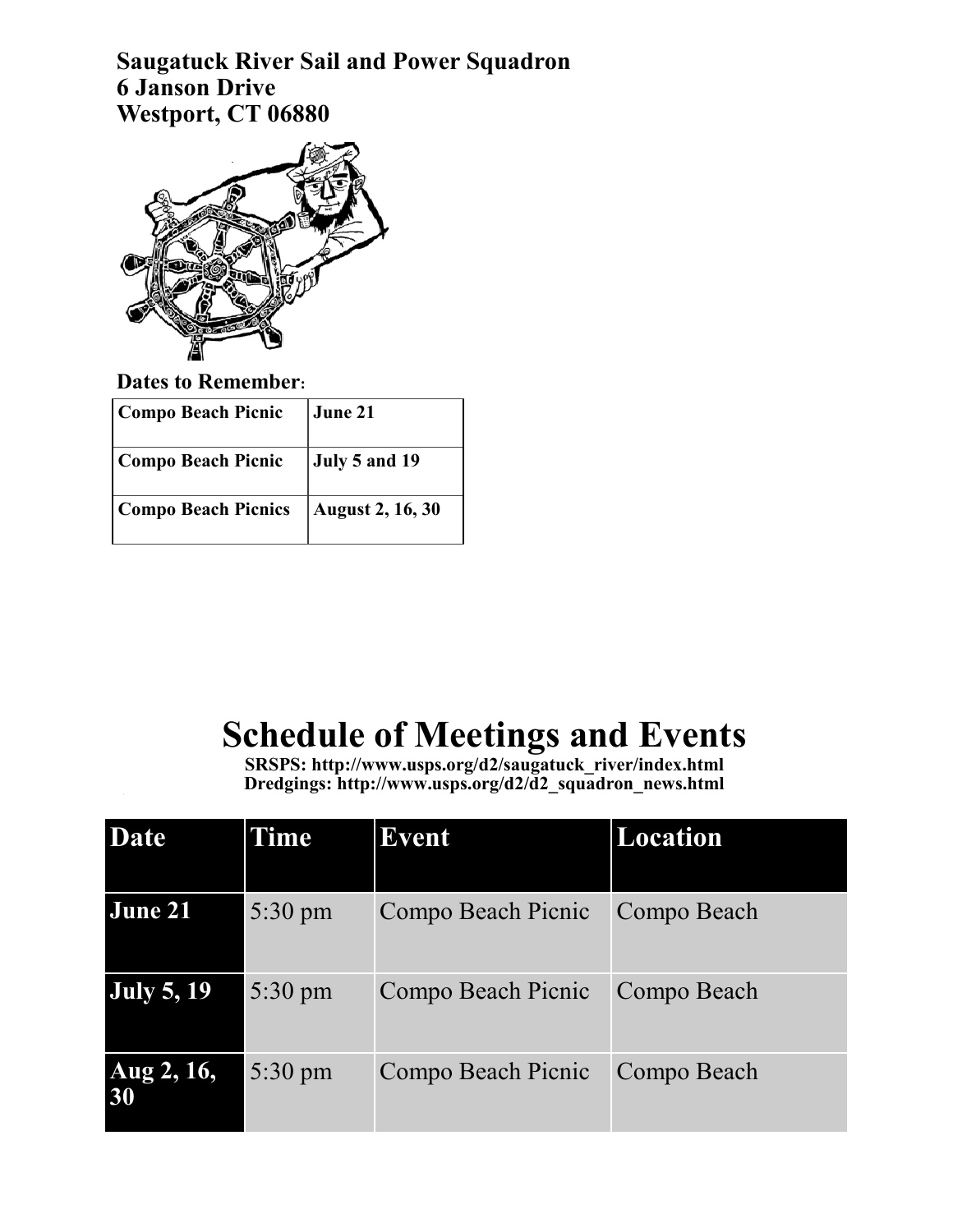**Saugatuck River Sail and Power Squadron**
**6 Janson Drive**
**Westport, CT 06880**

**Dates to Remember:**

| | |
|---|---|
| **Compo Beach Picnic** | **June 21** |
| **Compo Beach Picnic** | **July 5 and 19** |
| **Compo Beach Picnics** | **August 2, 16, 30** |

# Schedule of Meetings and Events

**SRSPS: http://www.usps.org/d2/saugatuck_river/index.html**
**Dredgings: http://www.usps.org/d2/d2_squadron_news.html**

| Date | Time | Event | Location |
|---|---|---|---|
| **June 21** | 5:30 pm | Compo Beach Picnic | Compo Beach |
| **July 5, 19** | 5:30 pm | Compo Beach Picnic | Compo Beach |
| **Aug 2, 16, 30** | 5:30 pm | Compo Beach Picnic | Compo Beach |